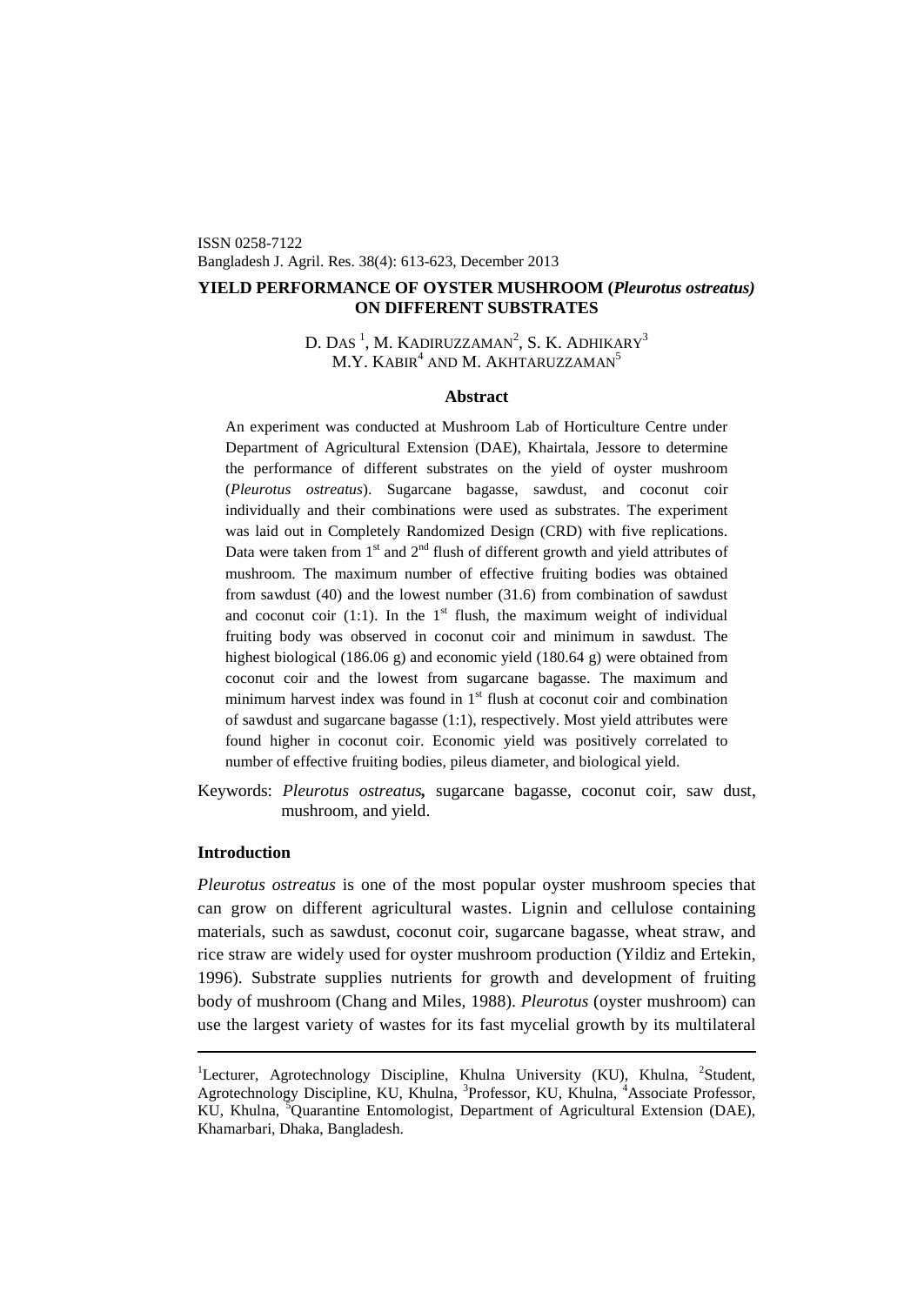ISSN 0258-7122

# YIELD PERFORMANCE OF OYSTER MUSHROOM (*Pleurotus ostreatus*) ON DIFFERENT SUBSTRATES

D. DAS [1], M. KADIRUZZAMAN[2], S. K. ADHIKARY[3]
M.Y. KABIR[4] AND M. AKHTARUZZAMAN[5]

## Abstract

An experiment was conducted at Mushroom Lab of Horticulture Centre under Department of Agricultural Extension (DAE), Khairtala, Jessore to determine the performance of different substrates on the yield of oyster mushroom (*Pleurotus ostreatus*). Sugarcane bagasse, sawdust, and coconut coir individually and their combinations were used as substrates. The experiment was laid out in Completely Randomized Design (CRD) with five replications. Data were taken from 1st and 2nd flush of different growth and yield attributes of mushroom. The maximum number of effective fruiting bodies was obtained from sawdust (40) and the lowest number (31.6) from combination of sawdust and coconut coir (1:1). In the 1st flush, the maximum weight of individual fruiting body was observed in coconut coir and minimum in sawdust. The highest biological (186.06 g) and economic yield (180.64 g) were obtained from coconut coir and the lowest from sugarcane bagasse. The maximum and minimum harvest index was found in 1st flush at coconut coir and combination of sawdust and sugarcane bagasse (1:1), respectively. Most yield attributes were found higher in coconut coir. Economic yield was positively correlated to number of effective fruiting bodies, pileus diameter, and biological yield.

Keywords: *Pleurotus ostreatus***,** sugarcane bagasse, coconut coir, saw dust, mushroom, and yield.

## Introduction

*Pleurotus ostreatus* is one of the most popular oyster mushroom species that can grow on different agricultural wastes. Lignin and cellulose containing materials, such as sawdust, coconut coir, sugarcane bagasse, wheat straw, and rice straw are widely used for oyster mushroom production (Yildiz and Ertekin, 1996). Substrate supplies nutrients for growth and development of fruiting body of mushroom (Chang and Miles, 1988). *Pleurotus* (oyster mushroom) can use the largest variety of wastes for its fast mycelial growth by its multilateral

---

[1]Lecturer, Agrotechnology Discipline, Khulna University (KU), Khulna, [2]Student, Agrotechnology Discipline, KU, Khulna, [3]Professor, KU, Khulna, [4]Associate Professor, KU, Khulna, [5]Quarantine Entomologist, Department of Agricultural Extension (DAE), Khamarbari, Dhaka, Bangladesh.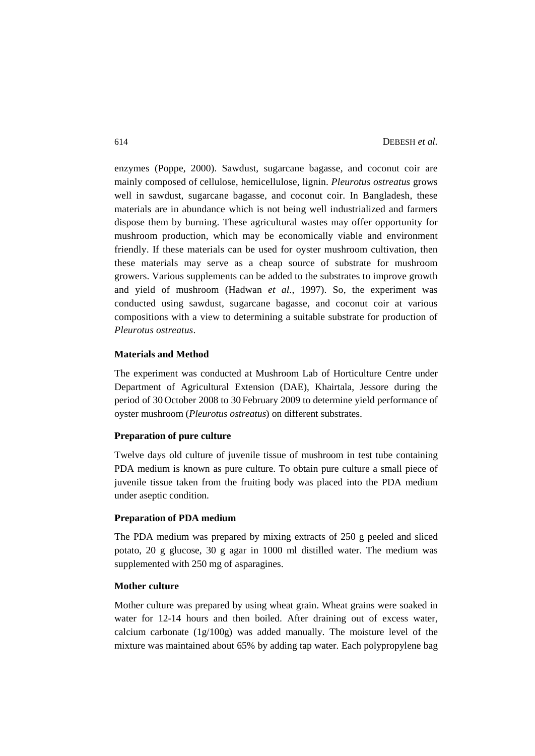enzymes (Poppe, 2000). Sawdust, sugarcane bagasse, and coconut coir are mainly composed of cellulose, hemicellulose, lignin. *Pleurotus ostreatus* grows well in sawdust, sugarcane bagasse, and coconut coir. In Bangladesh, these materials are in abundance which is not being well industrialized and farmers dispose them by burning. These agricultural wastes may offer opportunity for mushroom production, which may be economically viable and environment friendly. If these materials can be used for oyster mushroom cultivation, then these materials may serve as a cheap source of substrate for mushroom growers. Various supplements can be added to the substrates to improve growth and yield of mushroom (Hadwan *et al*., 1997). So, the experiment was conducted using sawdust, sugarcane bagasse, and coconut coir at various compositions with a view to determining a suitable substrate for production of *Pleurotus ostreatus*.

## Materials and Method

The experiment was conducted at Mushroom Lab of Horticulture Centre under Department of Agricultural Extension (DAE), Khairtala, Jessore during the period of 30 October 2008 to 30 February 2009 to determine yield performance of oyster mushroom (*Pleurotus ostreatus*) on different substrates.

### Preparation of pure culture

Twelve days old culture of juvenile tissue of mushroom in test tube containing PDA medium is known as pure culture. To obtain pure culture a small piece of juvenile tissue taken from the fruiting body was placed into the PDA medium under aseptic condition.

### Preparation of PDA medium

The PDA medium was prepared by mixing extracts of 250 g peeled and sliced potato, 20 g glucose, 30 g agar in 1000 ml distilled water. The medium was supplemented with 250 mg of asparagines.

### Mother culture

Mother culture was prepared by using wheat grain. Wheat grains were soaked in water for 12-14 hours and then boiled. After draining out of excess water, calcium carbonate (1g/100g) was added manually. The moisture level of the mixture was maintained about 65% by adding tap water. Each polypropylene bag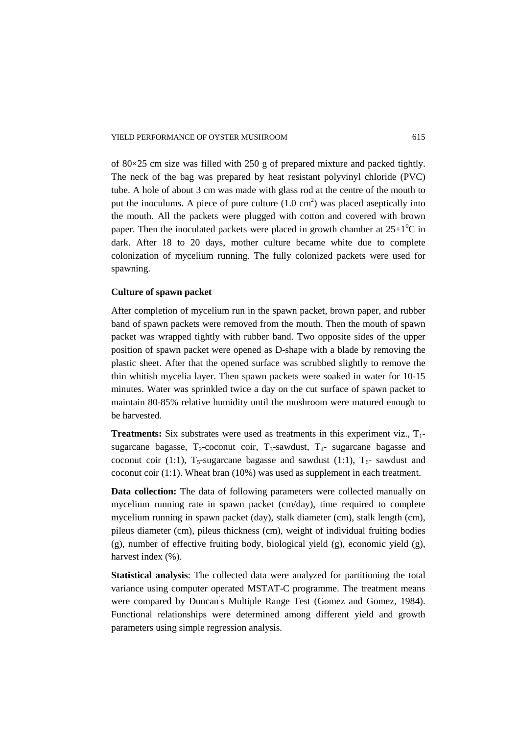of 80×25 cm size was filled with 250 g of prepared mixture and packed tightly. The neck of the bag was prepared by heat resistant polyvinyl chloride (PVC) tube. A hole of about 3 cm was made with glass rod at the centre of the mouth to put the inoculums. A piece of pure culture (1.0 $cm^2$) was placed aseptically into the mouth. All the packets were plugged with cotton and covered with brown paper. Then the inoculated packets were placed in growth chamber at $25\pm1^0$C in dark. After 18 to 20 days, mother culture became white due to complete colonization of mycelium running. The fully colonized packets were used for spawning.

**Culture of spawn packet**

After completion of mycelium run in the spawn packet, brown paper, and rubber band of spawn packets were removed from the mouth. Then the mouth of spawn packet was wrapped tightly with rubber band. Two opposite sides of the upper position of spawn packet were opened as D-shape with a blade by removing the plastic sheet. After that the opened surface was scrubbed slightly to remove the thin whitish mycelia layer. Then spawn packets were soaked in water for 10-15 minutes. Water was sprinkled twice a day on the cut surface of spawn packet to maintain 80-85% relative humidity until the mushroom were matured enough to be harvested.

**Treatments:** Six substrates were used as treatments in this experiment viz., $T_1$-sugarcane bagasse, $T_2$-coconut coir, $T_3$-sawdust, $T_4$- sugarcane bagasse and coconut coir (1:1), $T_5$-sugarcane bagasse and sawdust (1:1), $T_6$- sawdust and coconut coir (1:1). Wheat bran (10%) was used as supplement in each treatment.

**Data collection:** The data of following parameters were collected manually on mycelium running rate in spawn packet (cm/day), time required to complete mycelium running in spawn packet (day), stalk diameter (cm), stalk length (cm), pileus diameter (cm), pileus thickness (cm), weight of individual fruiting bodies (g), number of effective fruiting body, biological yield (g), economic yield (g), harvest index (%).

**Statistical analysis**: The collected data were analyzed for partitioning the total variance using computer operated MSTAT-C programme. The treatment means were compared by Duncan's Multiple Range Test (Gomez and Gomez, 1984). Functional relationships were determined among different yield and growth parameters using simple regression analysis.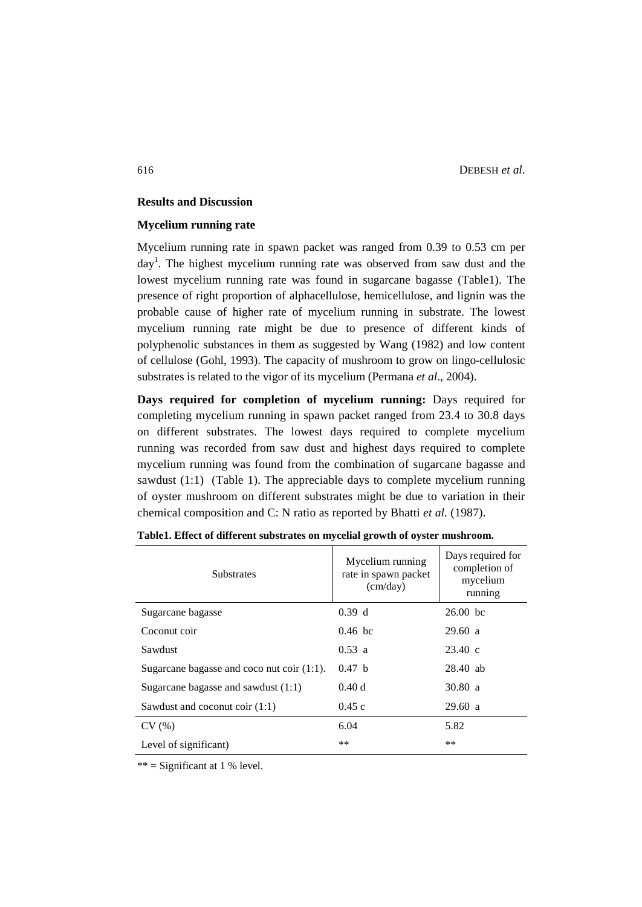## Results and Discussion

### Mycelium running rate

Mycelium running rate in spawn packet was ranged from 0.39 to 0.53 cm per day[1]. The highest mycelium running rate was observed from saw dust and the lowest mycelium running rate was found in sugarcane bagasse (Table1). The presence of right proportion of alphacellulose, hemicellulose, and lignin was the probable cause of higher rate of mycelium running in substrate. The lowest mycelium running rate might be due to presence of different kinds of polyphenolic substances in them as suggested by Wang (1982) and low content of cellulose (Gohl, 1993). The capacity of mushroom to grow on lingo-cellulosic substrates is related to the vigor of its mycelium (Permana *et al*., 2004).

**Days required for completion of mycelium running:** Days required for completing mycelium running in spawn packet ranged from 23.4 to 30.8 days on different substrates. The lowest days required to complete mycelium running was recorded from saw dust and highest days required to complete mycelium running was found from the combination of sugarcane bagasse and sawdust (1:1) (Table 1). The appreciable days to complete mycelium running of oyster mushroom on different substrates might be due to variation in their chemical composition and C: N ratio as reported by Bhatti *et al.* (1987).

**Table1. Effect of different substrates on mycelial growth of oyster mushroom.**

| Substrates | Mycelium running rate in spawn packet (cm/day) | Days required for completion of mycelium running |
|---|---|---|
| Sugarcane bagasse | 0.39 d | 26.00 bc |
| Coconut coir | 0.46 bc | 29.60 a |
| Sawdust | 0.53 a | 23.40 c |
| Sugarcane bagasse and coco nut coir (1:1). | 0.47 b | 28.40 ab |
| Sugarcane bagasse and sawdust (1:1) | 0.40 d | 30.80 a |
| Sawdust and coconut coir (1:1) | 0.45 c | 29.60 a |
| CV (%) | 6.04 | 5.82 |
| Level of significant) | ** | ** |

** = Significant at 1 % level.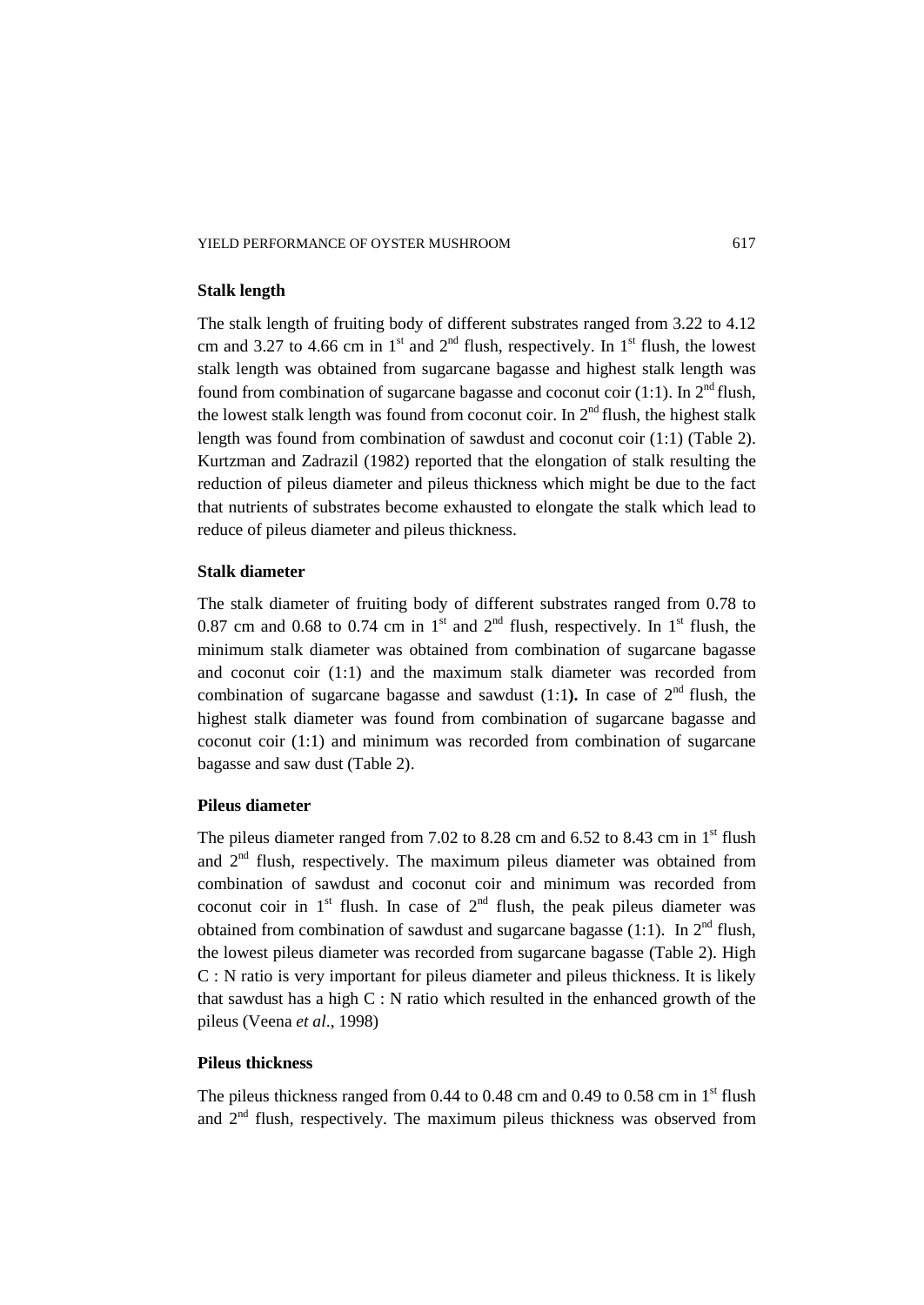### Stalk length

The stalk length of fruiting body of different substrates ranged from 3.22 to 4.12 cm and 3.27 to 4.66 cm in 1st and 2nd flush, respectively. In 1st flush, the lowest stalk length was obtained from sugarcane bagasse and highest stalk length was found from combination of sugarcane bagasse and coconut coir (1:1). In 2nd flush, the lowest stalk length was found from coconut coir. In 2nd flush, the highest stalk length was found from combination of sawdust and coconut coir (1:1) (Table 2). Kurtzman and Zadrazil (1982) reported that the elongation of stalk resulting the reduction of pileus diameter and pileus thickness which might be due to the fact that nutrients of substrates become exhausted to elongate the stalk which lead to reduce of pileus diameter and pileus thickness.

### Stalk diameter

The stalk diameter of fruiting body of different substrates ranged from 0.78 to 0.87 cm and 0.68 to 0.74 cm in 1st and 2nd flush, respectively. In 1st flush, the minimum stalk diameter was obtained from combination of sugarcane bagasse and coconut coir (1:1) and the maximum stalk diameter was recorded from combination of sugarcane bagasse and sawdust (1:1**).** In case of 2nd flush, the highest stalk diameter was found from combination of sugarcane bagasse and coconut coir (1:1) and minimum was recorded from combination of sugarcane bagasse and saw dust (Table 2).

### Pileus diameter

The pileus diameter ranged from 7.02 to 8.28 cm and 6.52 to 8.43 cm in 1st flush and 2nd flush, respectively. The maximum pileus diameter was obtained from combination of sawdust and coconut coir and minimum was recorded from coconut coir in 1st flush. In case of 2nd flush, the peak pileus diameter was obtained from combination of sawdust and sugarcane bagasse (1:1). In 2nd flush, the lowest pileus diameter was recorded from sugarcane bagasse (Table 2). High C : N ratio is very important for pileus diameter and pileus thickness. It is likely that sawdust has a high C : N ratio which resulted in the enhanced growth of the pileus (Veena *et al*., 1998)

### Pileus thickness

The pileus thickness ranged from 0.44 to 0.48 cm and 0.49 to 0.58 cm in 1st flush and 2nd flush, respectively. The maximum pileus thickness was observed from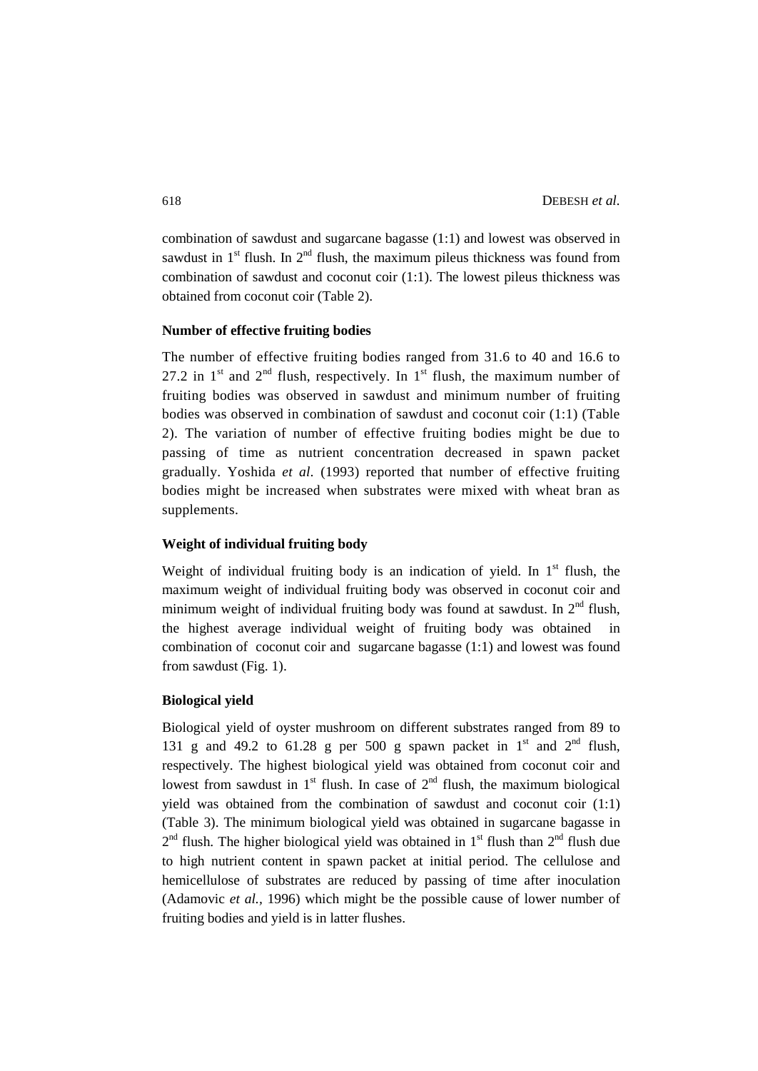combination of sawdust and sugarcane bagasse (1:1) and lowest was observed in sawdust in 1st flush. In 2nd flush, the maximum pileus thickness was found from combination of sawdust and coconut coir (1:1). The lowest pileus thickness was obtained from coconut coir (Table 2).

### Number of effective fruiting bodies

The number of effective fruiting bodies ranged from 31.6 to 40 and 16.6 to 27.2 in 1st and 2nd flush, respectively. In 1st flush, the maximum number of fruiting bodies was observed in sawdust and minimum number of fruiting bodies was observed in combination of sawdust and coconut coir (1:1) (Table 2). The variation of number of effective fruiting bodies might be due to passing of time as nutrient concentration decreased in spawn packet gradually. Yoshida *et al*. (1993) reported that number of effective fruiting bodies might be increased when substrates were mixed with wheat bran as supplements.

### Weight of individual fruiting body

Weight of individual fruiting body is an indication of yield. In 1st flush, the maximum weight of individual fruiting body was observed in coconut coir and minimum weight of individual fruiting body was found at sawdust. In 2nd flush, the highest average individual weight of fruiting body was obtained in combination of coconut coir and sugarcane bagasse (1:1) and lowest was found from sawdust (Fig. 1).

### Biological yield

Biological yield of oyster mushroom on different substrates ranged from 89 to 131 g and 49.2 to 61.28 g per 500 g spawn packet in 1st and 2nd flush, respectively. The highest biological yield was obtained from coconut coir and lowest from sawdust in 1st flush. In case of 2nd flush, the maximum biological yield was obtained from the combination of sawdust and coconut coir (1:1) (Table 3). The minimum biological yield was obtained in sugarcane bagasse in 2nd flush. The higher biological yield was obtained in 1st flush than 2nd flush due to high nutrient content in spawn packet at initial period. The cellulose and hemicellulose of substrates are reduced by passing of time after inoculation (Adamovic *et al.,* 1996) which might be the possible cause of lower number of fruiting bodies and yield is in latter flushes.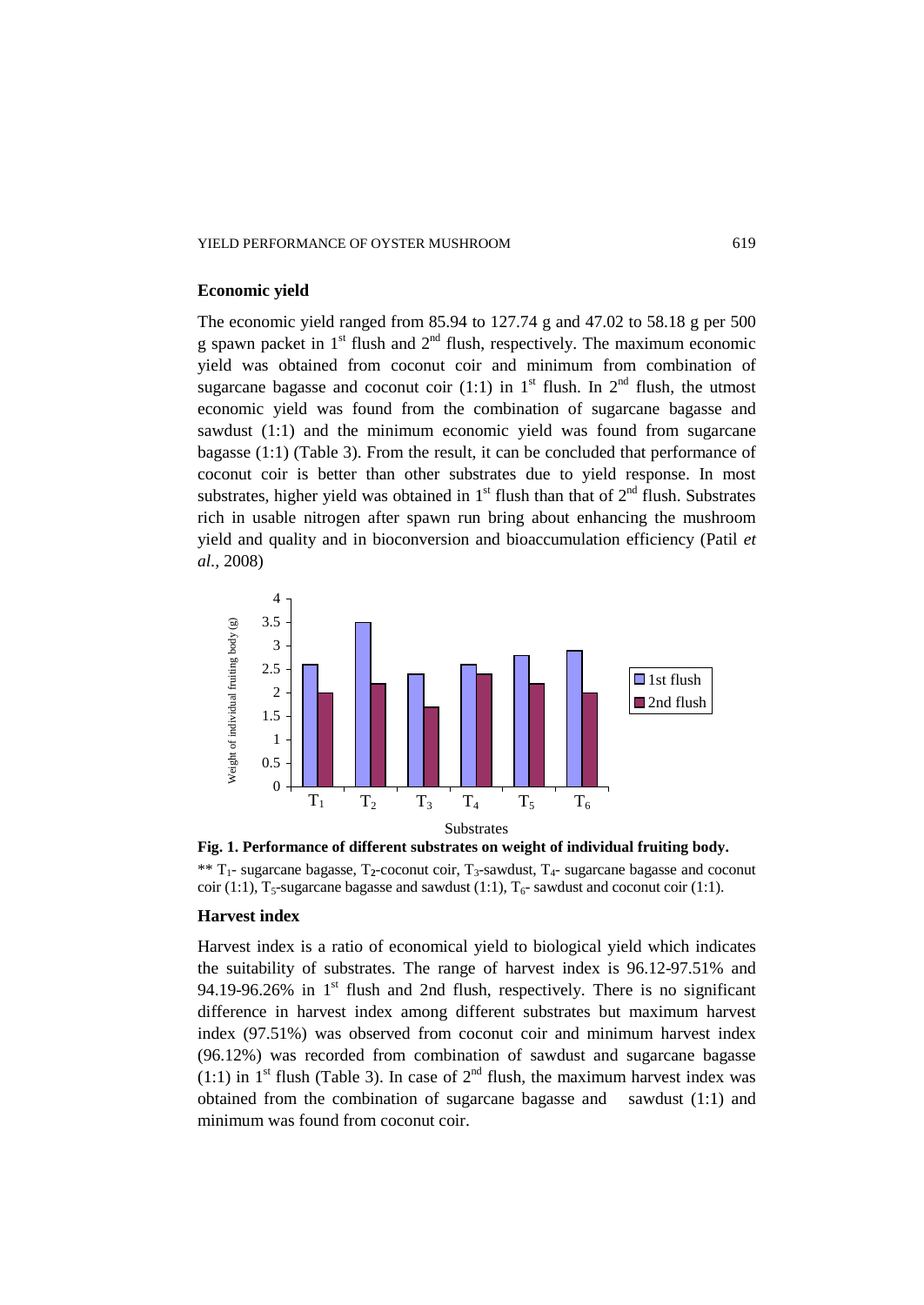## Economic yield

The economic yield ranged from 85.94 to 127.74 g and 47.02 to 58.18 g per 500 g spawn packet in 1st flush and 2nd flush, respectively. The maximum economic yield was obtained from coconut coir and minimum from combination of sugarcane bagasse and coconut coir (1:1) in 1st flush. In 2nd flush, the utmost economic yield was found from the combination of sugarcane bagasse and sawdust (1:1) and the minimum economic yield was found from sugarcane bagasse (1:1) (Table 3). From the result, it can be concluded that performance of coconut coir is better than other substrates due to yield response. In most substrates, higher yield was obtained in 1st flush than that of 2nd flush. Substrates rich in usable nitrogen after spawn run bring about enhancing the mushroom yield and quality and in bioconversion and bioaccumulation efficiency (Patil *et al.,* 2008)

**Fig. 1. Performance of different substrates on weight of individual fruiting body.**

** $T_1$- sugarcane bagasse, $T_2$-coconut coir, $T_3$-sawdust, $T_4$- sugarcane bagasse and coconut coir (1:1), $T_5$-sugarcane bagasse and sawdust (1:1), $T_6$- sawdust and coconut coir (1:1).

## Harvest index

Harvest index is a ratio of economical yield to biological yield which indicates the suitability of substrates. The range of harvest index is 96.12-97.51% and 94.19-96.26% in 1st flush and 2nd flush, respectively. There is no significant difference in harvest index among different substrates but maximum harvest index (97.51%) was observed from coconut coir and minimum harvest index (96.12%) was recorded from combination of sawdust and sugarcane bagasse (1:1) in 1st flush (Table 3). In case of 2nd flush, the maximum harvest index was obtained from the combination of sugarcane bagasse and sawdust (1:1) and minimum was found from coconut coir.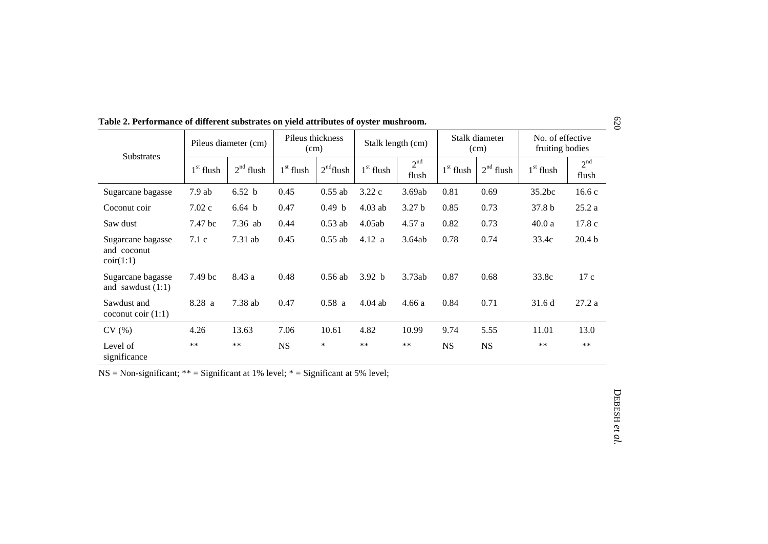**Table 2. Performance of different substrates on yield attributes of oyster mushroom.**

| Substrates | Pileus diameter (cm) | | Pileus thickness (cm) | | Stalk length (cm) | | Stalk diameter (cm) | | No. of effective fruiting bodies | |
|---|---|---|---|---|---|---|---|---|---|---|
| | 1st flush | 2nd flush | 1st flush | 2nd flush | 1st flush | 2nd flush | 1st flush | 2nd flush | 1st flush | 2nd flush |
| Sugarcane bagasse | 7.9 ab | 6.52 b | 0.45 | 0.55 ab | 3.22 c | 3.69ab | 0.81 | 0.69 | 35.2bc | 16.6 c |
| Coconut coir | 7.02 c | 6.64 b | 0.47 | 0.49 b | 4.03 ab | 3.27 b | 0.85 | 0.73 | 37.8 b | 25.2 a |
| Saw dust | 7.47 bc | 7.36 ab | 0.44 | 0.53 ab | 4.05ab | 4.57 a | 0.82 | 0.73 | 40.0 a | 17.8 c |
| Sugarcane bagasse and coconut coir(1:1) | 7.1 c | 7.31 ab | 0.45 | 0.55 ab | 4.12 a | 3.64ab | 0.78 | 0.74 | 33.4c | 20.4 b |
| Sugarcane bagasse and sawdust (1:1) | 7.49 bc | 8.43 a | 0.48 | 0.56 ab | 3.92 b | 3.73ab | 0.87 | 0.68 | 33.8c | 17 c |
| Sawdust and coconut coir (1:1) | 8.28 a | 7.38 ab | 0.47 | 0.58 a | 4.04 ab | 4.66 a | 0.84 | 0.71 | 31.6 d | 27.2 a |
| CV (%) | 4.26 | 13.63 | 7.06 | 10.61 | 4.82 | 10.99 | 9.74 | 5.55 | 11.01 | 13.0 |
| Level of significance | ** | ** | NS | * | ** | ** | NS | NS | ** | ** |

NS = Non-significant; ** = Significant at 1% level; * = Significant at 5% level;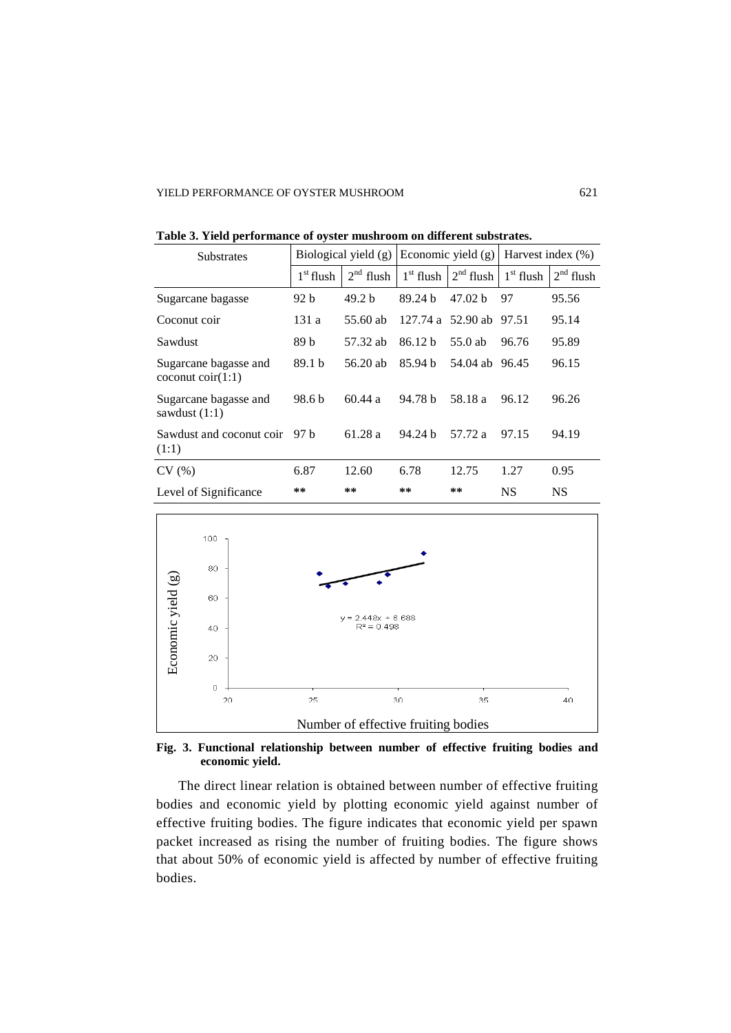**Table 3. Yield performance of oyster mushroom on different substrates.**

| Substrates | Biological yield (g) | | Economic yield (g) | | Harvest index (%) | |
|---|---|---|---|---|---|---|
| | 1st flush | 2nd flush | 1st flush | 2nd flush | 1st flush | 2nd flush |
| Sugarcane bagasse | 92 b | 49.2 b | 89.24 b | 47.02 b | 97 | 95.56 |
| Coconut coir | 131 a | 55.60 ab | 127.74 a | 52.90 ab | 97.51 | 95.14 |
| Sawdust | 89 b | 57.32 ab | 86.12 b | 55.0 ab | 96.76 | 95.89 |
| Sugarcane bagasse and coconut coir(1:1) | 89.1 b | 56.20 ab | 85.94 b | 54.04 ab | 96.45 | 96.15 |
| Sugarcane bagasse and sawdust (1:1) | 98.6 b | 60.44 a | 94.78 b | 58.18 a | 96.12 | 96.26 |
| Sawdust and coconut coir (1:1) | 97 b | 61.28 a | 94.24 b | 57.72 a | 97.15 | 94.19 |
| CV (%) | 6.87 | 12.60 | 6.78 | 12.75 | 1.27 | 0.95 |
| Level of Significance | ** | ** | ** | ** | NS | NS |

**Fig. 3. Functional relationship between number of effective fruiting bodies and economic yield.**

The direct linear relation is obtained between number of effective fruiting bodies and economic yield by plotting economic yield against number of effective fruiting bodies. The figure indicates that economic yield per spawn packet increased as rising the number of fruiting bodies. The figure shows that about 50% of economic yield is affected by number of effective fruiting bodies.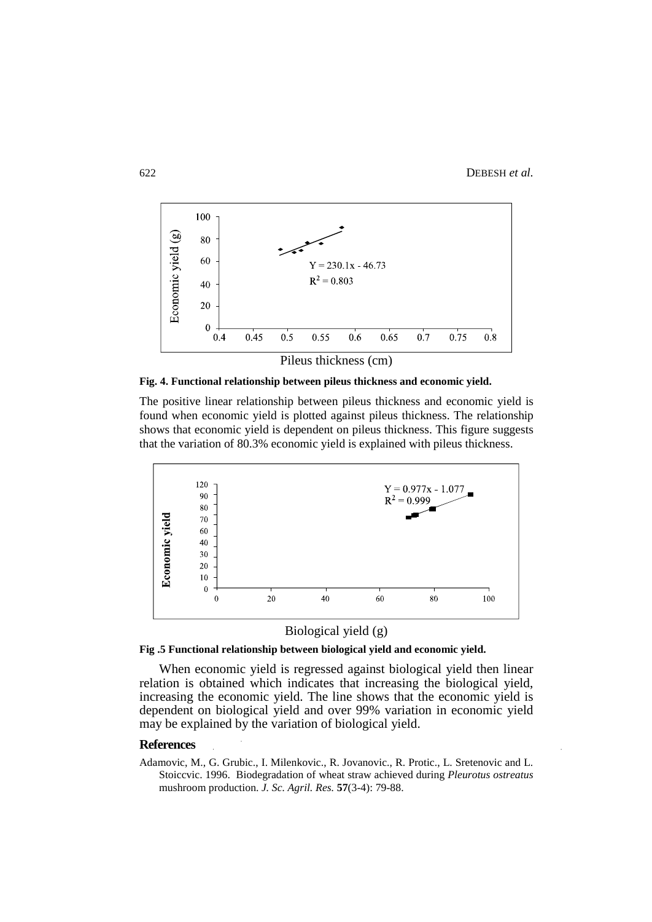**Fig. 4. Functional relationship between pileus thickness and economic yield.**

The positive linear relationship between pileus thickness and economic yield is found when economic yield is plotted against pileus thickness. The relationship shows that economic yield is dependent on pileus thickness. This figure suggests that the variation of 80.3% economic yield is explained with pileus thickness.

**Fig .5 Functional relationship between biological yield and economic yield.**

When economic yield is regressed against biological yield then linear relation is obtained which indicates that increasing the biological yield, increasing the economic yield. The line shows that the economic yield is dependent on biological yield and over 99% variation in economic yield may be explained by the variation of biological yield.

## References

Adamovic, M., G. Grubic., I. Milenkovic., R. Jovanovic., R. Protic., L. Sretenovic and L. Stoiccvic. 1996. Biodegradation of wheat straw achieved during *Pleurotus ostreatus* mushroom production. *J. Sc. Agril. Res.* **57**(3-4): 79-88.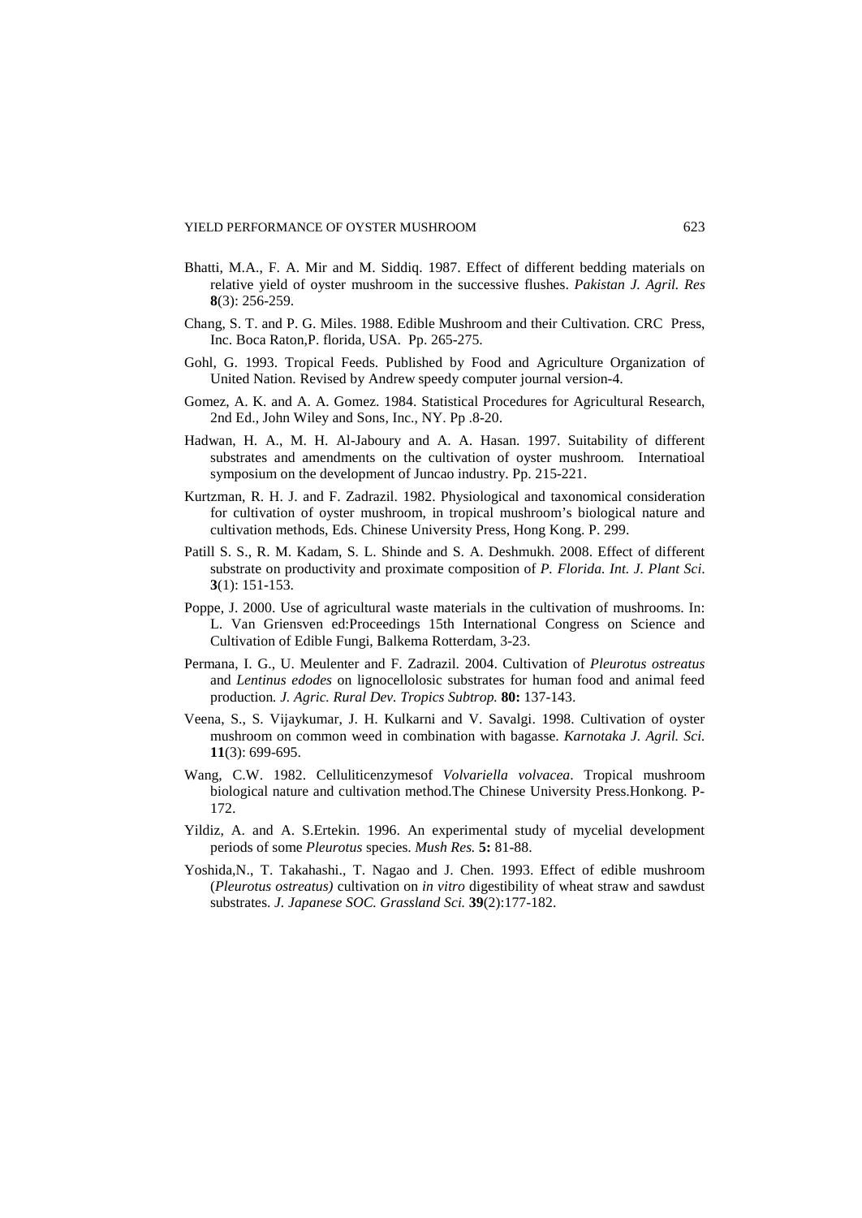Bhatti, M.A., F. A. Mir and M. Siddiq. 1987. Effect of different bedding materials on relative yield of oyster mushroom in the successive flushes. *Pakistan J. Agril. Res* **8**(3): 256-259.

Chang, S. T. and P. G. Miles. 1988. Edible Mushroom and their Cultivation. CRC Press, Inc. Boca Raton,P. florida, USA. Pp. 265-275.

Gohl, G. 1993. Tropical Feeds. Published by Food and Agriculture Organization of United Nation. Revised by Andrew speedy computer journal version-4.

Gomez, A. K. and A. A. Gomez. 1984. Statistical Procedures for Agricultural Research, 2nd Ed., John Wiley and Sons, Inc., NY. Pp .8-20.

Hadwan, H. A., M. H. Al-Jaboury and A. A. Hasan. 1997. Suitability of different substrates and amendments on the cultivation of oyster mushroom. Internatioal symposium on the development of Juncao industry. Pp. 215-221.

Kurtzman, R. H. J. and F. Zadrazil. 1982. Physiological and taxonomical consideration for cultivation of oyster mushroom, in tropical mushroom's biological nature and cultivation methods, Eds. Chinese University Press, Hong Kong. P. 299.

Patill S. S., R. M. Kadam, S. L. Shinde and S. A. Deshmukh. 2008. Effect of different substrate on productivity and proximate composition of *P. Florida. Int. J. Plant Sci*. **3**(1): 151-153.

Poppe, J. 2000. Use of agricultural waste materials in the cultivation of mushrooms. In: L. Van Griensven ed:Proceedings 15th International Congress on Science and Cultivation of Edible Fungi, Balkema Rotterdam, 3-23.

Permana, I. G., U. Meulenter and F. Zadrazil. 2004. Cultivation of *Pleurotus ostreatus* and *Lentinus edodes* on lignocellolosic substrates for human food and animal feed production. *J. Agric. Rural Dev. Tropics Subtrop.* **80:** 137-143.

Veena, S., S. Vijaykumar, J. H. Kulkarni and V. Savalgi. 1998. Cultivation of oyster mushroom on common weed in combination with bagasse. *Karnotaka J. Agril. Sci.* **11**(3): 699-695.

Wang, C.W. 1982. Celluliticenzymesof *Volvariella volvacea*. Tropical mushroom biological nature and cultivation method.The Chinese University Press.Honkong. P-172.

Yildiz, A. and A. S.Ertekin. 1996. An experimental study of mycelial development periods of some *Pleurotus* species. *Mush Res.* **5:** 81-88.

Yoshida,N., T. Takahashi., T. Nagao and J. Chen. 1993. Effect of edible mushroom (*Pleurotus ostreatus)* cultivation on *in vitro* digestibility of wheat straw and sawdust substrates. *J. Japanese SOC. Grassland Sci.* **39**(2):177-182.